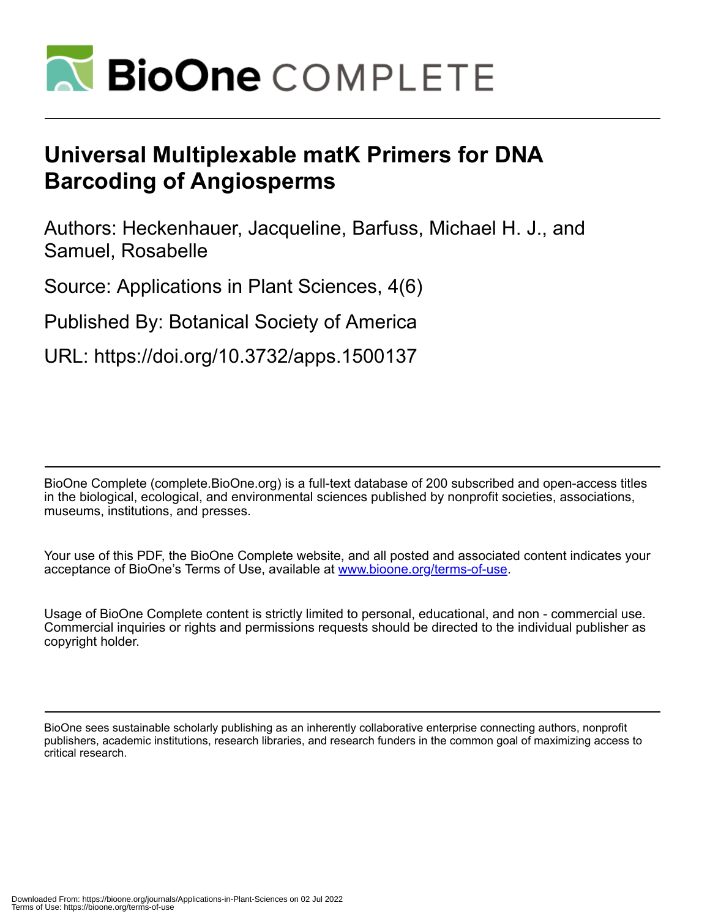# Universal Multiplexable matK Primers for DNA Barcoding of Angiosperms

Authors: Heckenhauer, Jacqueline, Barfuss, Michael H. J., and Samuel, Rosabelle

Source: Applications in Plant Sciences, 4(6)

Published By: Botanical Society of America

URL: https://doi.org/10.3732/apps.1500137

BioOne Complete (complete.BioOne.org) is a full-text database of 200 subscribed and open-access titles in the biological, ecological, and environmental sciences published by nonprofit societies, associations, museums, institutions, and presses.

Your use of this PDF, the BioOne Complete website, and all posted and associated content indicates your acceptance of BioOne's Terms of Use, available at www.bioone.org/terms-of-use.

Usage of BioOne Complete content is strictly limited to personal, educational, and non - commercial use. Commercial inquiries or rights and permissions requests should be directed to the individual publisher as copyright holder.

BioOne sees sustainable scholarly publishing as an inherently collaborative enterprise connecting authors, nonprofit publishers, academic institutions, research libraries, and research funders in the common goal of maximizing access to critical research.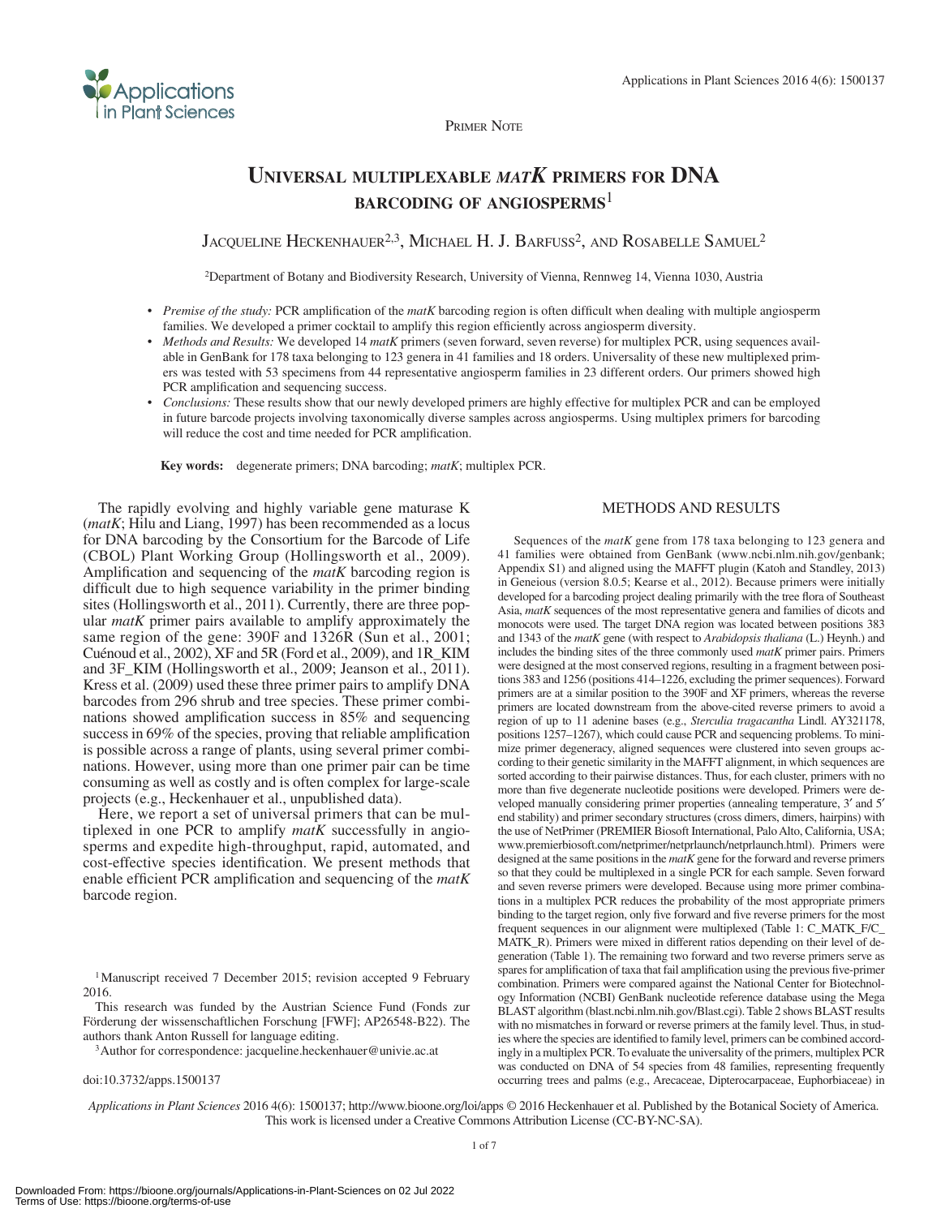Primer Note

# Universal multiplexable *matK* primers for DNA barcoding of angiosperms[1]

Jacqueline Heckenhauer[2,3], Michael H. J. Barfuss[2], and Rosabelle Samuel[2]

[2]Department of Botany and Biodiversity Research, University of Vienna, Rennweg 14, Vienna 1030, Austria

- *Premise of the study:* PCR amplification of the *matK* barcoding region is often difficult when dealing with multiple angiosperm families. We developed a primer cocktail to amplify this region efficiently across angiosperm diversity.
- *Methods and Results:* We developed 14 *matK* primers (seven forward, seven reverse) for multiplex PCR, using sequences available in GenBank for 178 taxa belonging to 123 genera in 41 families and 18 orders. Universality of these new multiplexed primers was tested with 53 specimens from 44 representative angiosperm families in 23 different orders. Our primers showed high PCR amplification and sequencing success.
- *Conclusions:* These results show that our newly developed primers are highly effective for multiplex PCR and can be employed in future barcode projects involving taxonomically diverse samples across angiosperms. Using multiplex primers for barcoding will reduce the cost and time needed for PCR amplification.

**Key words:** degenerate primers; DNA barcoding; *matK*; multiplex PCR.

The rapidly evolving and highly variable gene maturase K (*matK*; Hilu and Liang, 1997) has been recommended as a locus for DNA barcoding by the Consortium for the Barcode of Life (CBOL) Plant Working Group (Hollingsworth et al., 2009). Amplification and sequencing of the *matK* barcoding region is difficult due to high sequence variability in the primer binding sites (Hollingsworth et al., 2011). Currently, there are three popular *matK* primer pairs available to amplify approximately the same region of the gene: 390F and 1326R (Sun et al., 2001; Cuénoud et al., 2002), XF and 5R (Ford et al., 2009), and 1R_KIM and 3F_KIM (Hollingsworth et al., 2009; Jeanson et al., 2011). Kress et al. (2009) used these three primer pairs to amplify DNA barcodes from 296 shrub and tree species. These primer combinations showed amplification success in 85% and sequencing success in 69% of the species, proving that reliable amplification is possible across a range of plants, using several primer combinations. However, using more than one primer pair can be time consuming as well as costly and is often complex for large-scale projects (e.g., Heckenhauer et al., unpublished data).

Here, we report a set of universal primers that can be multiplexed in one PCR to amplify *matK* successfully in angiosperms and expedite high-throughput, rapid, automated, and cost-effective species identification. We present methods that enable efficient PCR amplification and sequencing of the *matK* barcode region.

## METHODS AND RESULTS

Sequences of the *matK* gene from 178 taxa belonging to 123 genera and 41 families were obtained from GenBank (www.ncbi.nlm.nih.gov/genbank; Appendix S1) and aligned using the MAFFT plugin (Katoh and Standley, 2013) in Geneious (version 8.0.5; Kearse et al., 2012). Because primers were initially developed for a barcoding project dealing primarily with the tree flora of Southeast Asia, *matK* sequences of the most representative genera and families of dicots and monocots were used. The target DNA region was located between positions 383 and 1343 of the *matK* gene (with respect to *Arabidopsis thaliana* (L.) Heynh.) and includes the binding sites of the three commonly used *matK* primer pairs. Primers were designed at the most conserved regions, resulting in a fragment between positions 383 and 1256 (positions 414–1226, excluding the primer sequences). Forward primers are at a similar position to the 390F and XF primers, whereas the reverse primers are located downstream from the above-cited reverse primers to avoid a region of up to 11 adenine bases (e.g., *Sterculia tragacantha* Lindl. AY321178, positions 1257–1267), which could cause PCR and sequencing problems. To minimize primer degeneracy, aligned sequences were clustered into seven groups according to their genetic similarity in the MAFFT alignment, in which sequences are sorted according to their pairwise distances. Thus, for each cluster, primers with no more than five degenerate nucleotide positions were developed. Primers were developed manually considering primer properties (annealing temperature, 3′ and 5′ end stability) and primer secondary structures (cross dimers, dimers, hairpins) with the use of NetPrimer (PREMIER Biosoft International, Palo Alto, California, USA; www.premierbiosoft.com/netprimer/netprlaunch/netprlaunch.html). Primers were designed at the same positions in the *matK* gene for the forward and reverse primers so that they could be multiplexed in a single PCR for each sample. Seven forward and seven reverse primers were developed. Because using more primer combinations in a multiplex PCR reduces the probability of the most appropriate primers binding to the target region, only five forward and five reverse primers for the most frequent sequences in our alignment were multiplexed (Table 1: C_MATK_F/C_MATK_R). Primers were mixed in different ratios depending on their level of degeneration (Table 1). The remaining two forward and two reverse primers serve as spares for amplification of taxa that fail amplification using the previous five-primer combination. Primers were compared against the National Center for Biotechnology Information (NCBI) GenBank nucleotide reference database using the Mega BLAST algorithm (blast.ncbi.nlm.nih.gov/Blast.cgi). Table 2 shows BLAST results with no mismatches in forward or reverse primers at the family level. Thus, in studies where the species are identified to family level, primers can be combined accordingly in a multiplex PCR. To evaluate the universality of the primers, multiplex PCR was conducted on DNA of 54 species from 48 families, representing frequently occurring trees and palms (e.g., Arecaceae, Dipterocarpaceae, Euphorbiaceae) in

[1]Manuscript received 7 December 2015; revision accepted 9 February 2016.

This research was funded by the Austrian Science Fund (Fonds zur Förderung der wissenschaftlichen Forschung [FWF]; AP26548-B22). The authors thank Anton Russell for language editing.

[3]Author for correspondence: jacqueline.heckenhauer@univie.ac.at

doi:10.3732/apps.1500137

*Applications in Plant Sciences* 2016 4(6): 1500137; http://www.bioone.org/loi/apps © 2016 Heckenhauer et al. Published by the Botanical Society of America. This work is licensed under a Creative Commons Attribution License (CC-BY-NC-SA).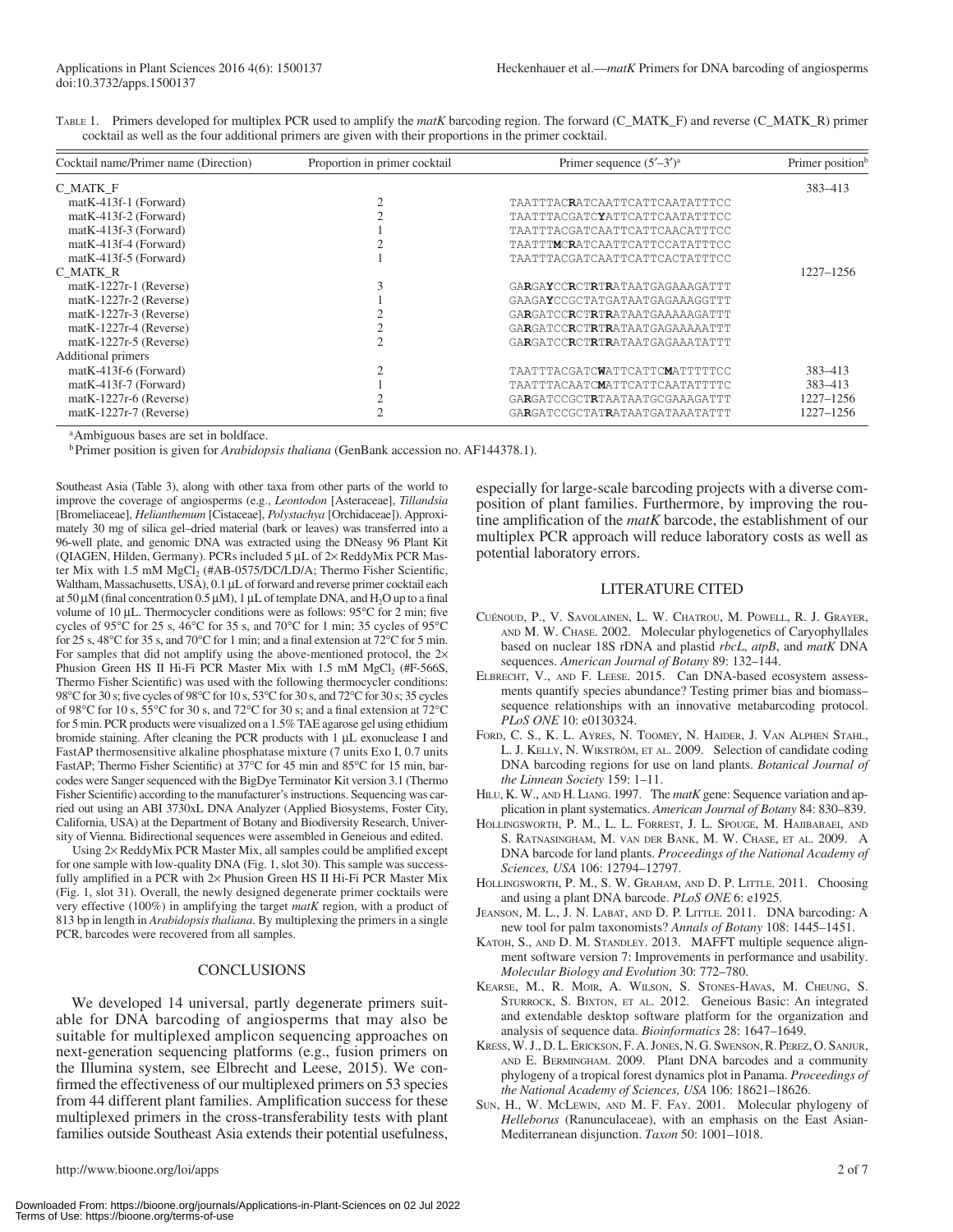Table 1. Primers developed for multiplex PCR used to amplify the *matK* barcoding region. The forward (C_MATK_F) and reverse (C_MATK_R) primer cocktail as well as the four additional primers are given with their proportions in the primer cocktail.

| Cocktail name/Primer name (Direction) | Proportion in primer cocktail | Primer sequence (5′–3′)[a] | Primer position[b] |
|---|---|---|---|
| C_MATK_F | | | 383–413 |
| matK-413f-1 (Forward) | 2 | TAATTTAC**R**ATCAATTCATTCAATATTTCC | |
| matK-413f-2 (Forward) | 2 | TAATTTACGATC**Y**ATTCATTCAATATTTCC | |
| matK-413f-3 (Forward) | 1 | TAATTTACGATCAATTCATTCAACATTTCC | |
| matK-413f-4 (Forward) | 2 | TAATTT**M**C**R**ATCAATTCATTCCATATTTCC | |
| matK-413f-5 (Forward) | 1 | TAATTTACGATCAATTCATTCACTATTTCC | |
| C_MATK_R | | | 1227–1256 |
| matK-1227r-1 (Reverse) | 3 | GA**R**GA**Y**CC**R**CT**R**T**R**ATAATGAGAAAGATTT | |
| matK-1227r-2 (Reverse) | 1 | GAAGA**Y**CCGCTATGATAATGAGAAAGGTTT | |
| matK-1227r-3 (Reverse) | 2 | GA**R**GATCC**R**CT**R**T**R**ATAATGAAAAAGATTT | |
| matK-1227r-4 (Reverse) | 2 | GA**R**GATCC**R**CT**R**T**R**ATAATGAGAAAAATTT | |
| matK-1227r-5 (Reverse) | 2 | GA**R**GATCC**R**CT**R**T**R**ATAATGAGAAATATTT | |
| Additional primers | | | |
| matK-413f-6 (Forward) | 2 | TAATTTACGATC**W**ATTCATTC**M**ATTTTTCC | 383–413 |
| matK-413f-7 (Forward) | 1 | TAATTTACAATC**M**ATTCATTCAATATTTTC | 383–413 |
| matK-1227r-6 (Reverse) | 2 | GA**R**GATCCGCT**R**TAATAATGCGAAAGATTT | 1227–1256 |
| matK-1227r-7 (Reverse) | 2 | GA**R**GATCCGCTAT**R**ATAATGATAAATATTT | 1227–1256 |

[a]Ambiguous bases are set in boldface.

[b]Primer position is given for *Arabidopsis thaliana* (GenBank accession no. AF144378.1).

Southeast Asia (Table 3), along with other taxa from other parts of the world to improve the coverage of angiosperms (e.g., *Leontodon* [Asteraceae], *Tillandsia* [Bromeliaceae], *Helianthemum* [Cistaceae], *Polystachya* [Orchidaceae]). Approximately 30 mg of silica gel–dried material (bark or leaves) was transferred into a 96-well plate, and genomic DNA was extracted using the DNeasy 96 Plant Kit (QIAGEN, Hilden, Germany). PCRs included 5 μL of 2× ReddyMix PCR Master Mix with 1.5 mM $MgCl_2$ (#AB-0575/DC/LD/A; Thermo Fisher Scientific, Waltham, Massachusetts, USA), 0.1 μL of forward and reverse primer cocktail each at 50 μM (final concentration 0.5 μM), 1 μL of template DNA, and $H_2O$ up to a final volume of 10 μL. Thermocycler conditions were as follows: 95°C for 2 min; five cycles of 95°C for 25 s, 46°C for 35 s, and 70°C for 1 min; 35 cycles of 95°C for 25 s, 48°C for 35 s, and 70°C for 1 min; and a final extension at 72°C for 5 min. For samples that did not amplify using the above-mentioned protocol, the 2× Phusion Green HS II Hi-Fi PCR Master Mix with 1.5 mM $MgCl_2$ (#F-566S, Thermo Fisher Scientific) was used with the following thermocycler conditions: 98°C for 30 s; five cycles of 98°C for 10 s, 53°C for 30 s, and 72°C for 30 s; 35 cycles of 98°C for 10 s, 55°C for 30 s, and 72°C for 30 s; and a final extension at 72°C for 5 min. PCR products were visualized on a 1.5% TAE agarose gel using ethidium bromide staining. After cleaning the PCR products with 1 μL exonuclease I and FastAP thermosensitive alkaline phosphatase mixture (7 units Exo I, 0.7 units FastAP; Thermo Fisher Scientific) at 37°C for 45 min and 85°C for 15 min, barcodes were Sanger sequenced with the BigDye Terminator Kit version 3.1 (Thermo Fisher Scientific) according to the manufacturer's instructions. Sequencing was carried out using an ABI 3730xL DNA Analyzer (Applied Biosystems, Foster City, California, USA) at the Department of Botany and Biodiversity Research, University of Vienna. Bidirectional sequences were assembled in Geneious and edited.

Using 2× ReddyMix PCR Master Mix, all samples could be amplified except for one sample with low-quality DNA (Fig. 1, slot 30). This sample was successfully amplified in a PCR with 2× Phusion Green HS II Hi-Fi PCR Master Mix (Fig. 1, slot 31). Overall, the newly designed degenerate primer cocktails were very effective (100%) in amplifying the target *matK* region, with a product of 813 bp in length in *Arabidopsis thaliana*. By multiplexing the primers in a single PCR, barcodes were recovered from all samples.

## CONCLUSIONS

We developed 14 universal, partly degenerate primers suitable for DNA barcoding of angiosperms that may also be suitable for multiplexed amplicon sequencing approaches on next-generation sequencing platforms (e.g., fusion primers on the Illumina system, see Elbrecht and Leese, 2015). We confirmed the effectiveness of our multiplexed primers on 53 species from 44 different plant families. Amplification success for these multiplexed primers in the cross-transferability tests with plant families outside Southeast Asia extends their potential usefulness, especially for large-scale barcoding projects with a diverse composition of plant families. Furthermore, by improving the routine amplification of the *matK* barcode, the establishment of our multiplex PCR approach will reduce laboratory costs as well as potential laboratory errors.

## LITERATURE CITED

Cuénoud, P., V. Savolainen, L. W. Chatrou, M. Powell, R. J. Grayer, and M. W. Chase. 2002. Molecular phylogenetics of Caryophyllales based on nuclear 18S rDNA and plastid *rbcL*, *atpB*, and *matK* DNA sequences. *American Journal of Botany* 89: 132–144.

Elbrecht, V., and F. Leese. 2015. Can DNA-based ecosystem assessments quantify species abundance? Testing primer bias and biomass–sequence relationships with an innovative metabarcoding protocol. *PLoS ONE* 10: e0130324.

Ford, C. S., K. L. Ayres, N. Toomey, N. Haider, J. Van Alphen Stahl, L. J. Kelly, N. Wikström, et al. 2009. Selection of candidate coding DNA barcoding regions for use on land plants. *Botanical Journal of the Linnean Society* 159: 1–11.

Hilu, K. W., and H. Liang. 1997. The *matK* gene: Sequence variation and application in plant systematics. *American Journal of Botany* 84: 830–839.

Hollingsworth, P. M., L. L. Forrest, J. L. Spouge, M. Hajibabaei, and S. Ratnasingham, M. van der Bank, M. W. Chase, et al. 2009. A DNA barcode for land plants. *Proceedings of the National Academy of Sciences, USA* 106: 12794–12797.

Hollingsworth, P. M., S. W. Graham, and D. P. Little. 2011. Choosing and using a plant DNA barcode. *PLoS ONE* 6: e1925.

Jeanson, M. L., J. N. Labat, and D. P. Little. 2011. DNA barcoding: A new tool for palm taxonomists? *Annals of Botany* 108: 1445–1451.

Katoh, S., and D. M. Standley. 2013. MAFFT multiple sequence alignment software version 7: Improvements in performance and usability. *Molecular Biology and Evolution* 30: 772–780.

Kearse, M., R. Moir, A. Wilson, S. Stones-Havas, M. Cheung, S. Sturrock, S. Buxton, et al. 2012. Geneious Basic: An integrated and extendable desktop software platform for the organization and analysis of sequence data. *Bioinformatics* 28: 1647–1649.

Kress, W. J., D. L. Erickson, F. A. Jones, N. G. Swenson, R. Perez, O. Sanjur, and E. Bermingham. 2009. Plant DNA barcodes and a community phylogeny of a tropical forest dynamics plot in Panama. *Proceedings of the National Academy of Sciences, USA* 106: 18621–18626.

Sun, H., W. McLewin, and M. F. Fay. 2001. Molecular phylogeny of *Helleborus* (Ranunculaceae), with an emphasis on the East Asian-Mediterranean disjunction. *Taxon* 50: 1001–1018.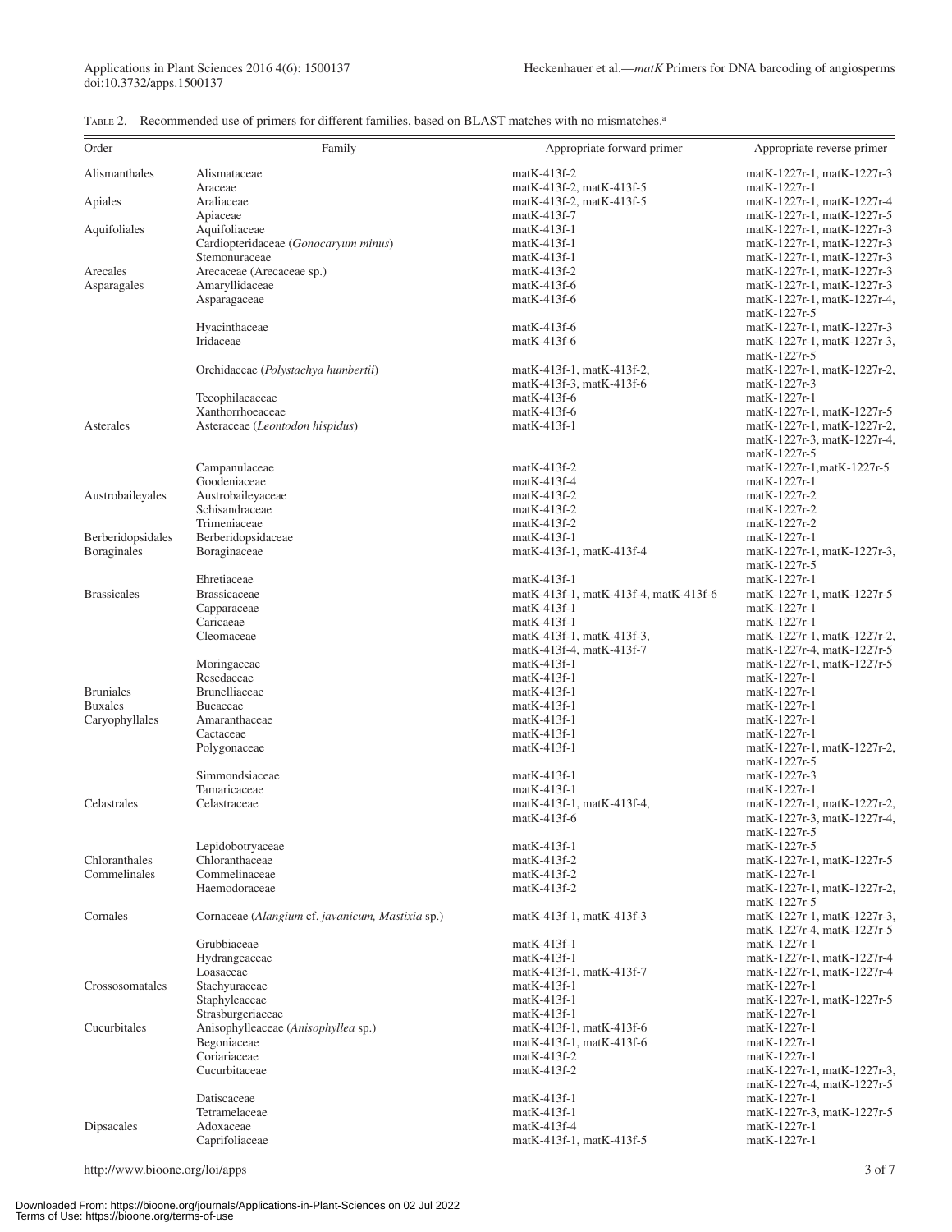TABLE 2. Recommended use of primers for different families, based on BLAST matches with no mismatches.[a]

| Order | Family | Appropriate forward primer | Appropriate reverse primer |
|---|---|---|---|
| Alismanthales | Alismataceae | matK-413f-2 | matK-1227r-1, matK-1227r-3 |
| | Araceae | matK-413f-2, matK-413f-5 | matK-1227r-1 |
| Apiales | Araliaceae | matK-413f-2, matK-413f-5 | matK-1227r-1, matK-1227r-4 |
| | Apiaceae | matK-413f-7 | matK-1227r-1, matK-1227r-5 |
| Aquifoliales | Aquifoliaceae | matK-413f-1 | matK-1227r-1, matK-1227r-3 |
| | Cardiopteridaceae (*Gonocaryum minus*) | matK-413f-1 | matK-1227r-1, matK-1227r-3 |
| | Stemonuraceae | matK-413f-1 | matK-1227r-1, matK-1227r-3 |
| Arecales | Arecaceae (Arecaceae sp.) | matK-413f-2 | matK-1227r-1, matK-1227r-3 |
| Asparagales | Amaryllidaceae | matK-413f-6 | matK-1227r-1, matK-1227r-3 |
| | Asparagaceae | matK-413f-6 | matK-1227r-1, matK-1227r-4, matK-1227r-5 |
| | Hyacinthaceae | matK-413f-6 | matK-1227r-1, matK-1227r-3 |
| | Iridaceae | matK-413f-6 | matK-1227r-1, matK-1227r-3, matK-1227r-5 |
| | Orchidaceae (*Polystachya humbertii*) | matK-413f-1, matK-413f-2, matK-413f-3, matK-413f-6 | matK-1227r-1, matK-1227r-2, matK-1227r-3 |
| | Tecophilaeaceae | matK-413f-6 | matK-1227r-1 |
| | Xanthorrhoeaceae | matK-413f-6 | matK-1227r-1, matK-1227r-5 |
| Asterales | Asteraceae (*Leontodon hispidus*) | matK-413f-1 | matK-1227r-1, matK-1227r-2, matK-1227r-3, matK-1227r-4, matK-1227r-5 |
| | Campanulaceae | matK-413f-2 | matK-1227r-1,matK-1227r-5 |
| | Goodeniaceae | matK-413f-4 | matK-1227r-1 |
| Austrobaileyales | Austrobaileyaceae | matK-413f-2 | matK-1227r-2 |
| | Schisandraceae | matK-413f-2 | matK-1227r-2 |
| | Trimeniaceae | matK-413f-2 | matK-1227r-2 |
| Berberidopsidales | Berberidopsidaceae | matK-413f-1 | matK-1227r-1 |
| Boraginales | Boraginaceae | matK-413f-1, matK-413f-4 | matK-1227r-1, matK-1227r-3, matK-1227r-5 |
| | Ehretiaceae | matK-413f-1 | matK-1227r-1 |
| Brassicales | Brassicaceae | matK-413f-1, matK-413f-4, matK-413f-6 | matK-1227r-1, matK-1227r-5 |
| | Capparaceae | matK-413f-1 | matK-1227r-1 |
| | Caricaeae | matK-413f-1 | matK-1227r-1 |
| | Cleomaceae | matK-413f-1, matK-413f-3, matK-413f-4, matK-413f-7 | matK-1227r-1, matK-1227r-2, matK-1227r-4, matK-1227r-5 |
| | Moringaceae | matK-413f-1 | matK-1227r-1, matK-1227r-5 |
| | Resedaceae | matK-413f-1 | matK-1227r-1 |
| Bruniales | Brunelliaceae | matK-413f-1 | matK-1227r-1 |
| Buxales | Bucaceae | matK-413f-1 | matK-1227r-1 |
| Caryophyllales | Amaranthaceae | matK-413f-1 | matK-1227r-1 |
| | Cactaceae | matK-413f-1 | matK-1227r-1 |
| | Polygonaceae | matK-413f-1 | matK-1227r-1, matK-1227r-2, matK-1227r-5 |
| | Simmondsiaceae | matK-413f-1 | matK-1227r-3 |
| | Tamaricaceae | matK-413f-1 | matK-1227r-1 |
| Celastrales | Celastraceae | matK-413f-1, matK-413f-4, matK-413f-6 | matK-1227r-1, matK-1227r-2, matK-1227r-3, matK-1227r-4, matK-1227r-5 |
| | Lepidobotryaceae | matK-413f-1 | matK-1227r-5 |
| Chloranthales | Chloranthaceae | matK-413f-2 | matK-1227r-1, matK-1227r-5 |
| Commelinales | Commelinaceae | matK-413f-2 | matK-1227r-1 |
| | Haemodoraceae | matK-413f-2 | matK-1227r-1, matK-1227r-2, matK-1227r-5 |
| Cornales | Cornaceae (*Alangium* cf. *javanicum*, *Mastixia* sp.) | matK-413f-1, matK-413f-3 | matK-1227r-1, matK-1227r-3, matK-1227r-4, matK-1227r-5 |
| | Grubbiaceae | matK-413f-1 | matK-1227r-1 |
| | Hydrangeaceae | matK-413f-1 | matK-1227r-1, matK-1227r-4 |
| | Loasaceae | matK-413f-1, matK-413f-7 | matK-1227r-1, matK-1227r-4 |
| Crossosomatales | Stachyuraceae | matK-413f-1 | matK-1227r-1 |
| | Staphyleaceae | matK-413f-1 | matK-1227r-1, matK-1227r-5 |
| | Strasburgeriaceae | matK-413f-1 | matK-1227r-1 |
| Cucurbitales | Anisophylleaceae (*Anisophyllea* sp.) | matK-413f-1, matK-413f-6 | matK-1227r-1 |
| | Begoniaceae | matK-413f-1, matK-413f-6 | matK-1227r-1 |
| | Coriariaceae | matK-413f-2 | matK-1227r-1 |
| | Cucurbitaceae | matK-413f-2 | matK-1227r-1, matK-1227r-3, matK-1227r-4, matK-1227r-5 |
| | Datiscaceae | matK-413f-1 | matK-1227r-1 |
| | Tetramelaceae | matK-413f-1 | matK-1227r-3, matK-1227r-5 |
| Dipsacales | Adoxaceae | matK-413f-4 | matK-1227r-1 |
| | Caprifoliaceae | matK-413f-1, matK-413f-5 | matK-1227r-1 |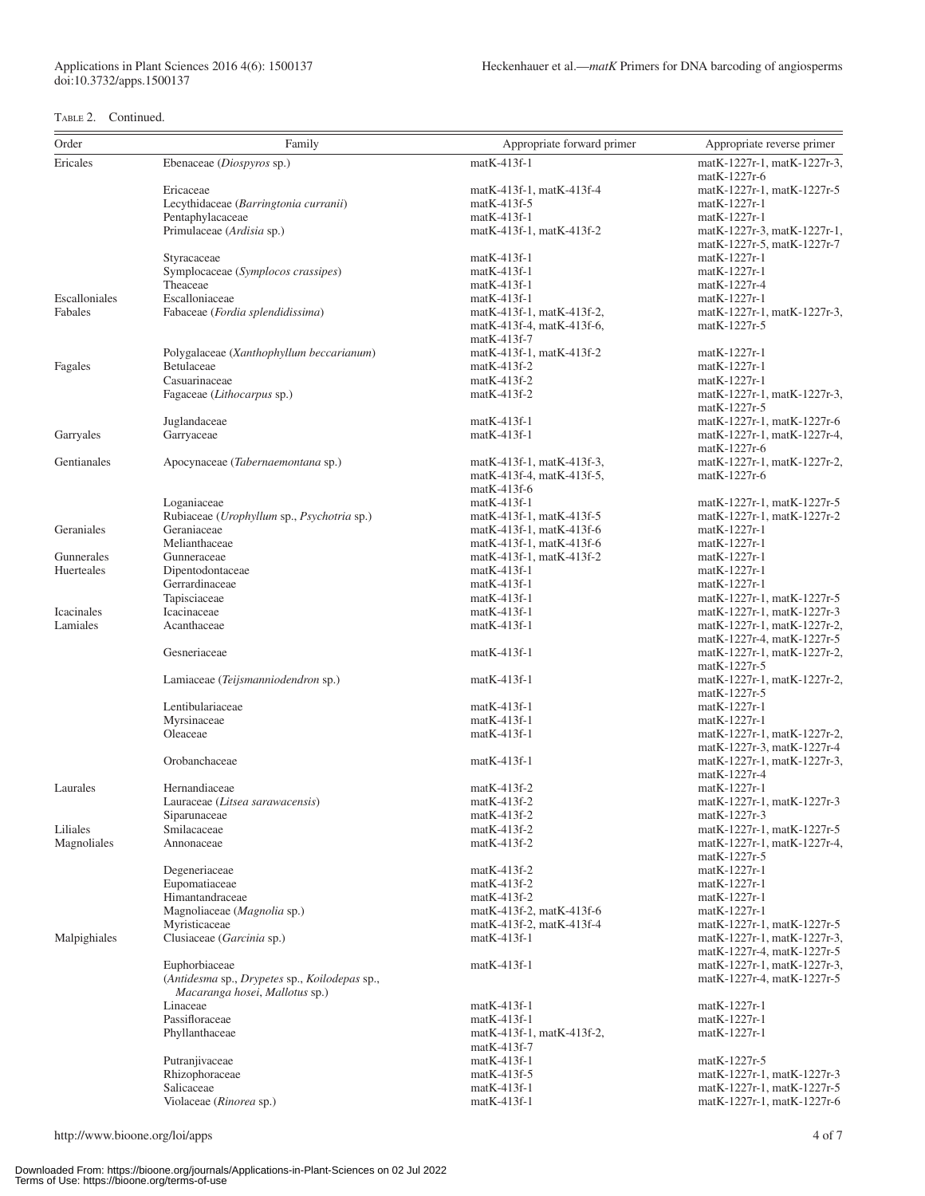Table 2. Continued.

| Order | Family | Appropriate forward primer | Appropriate reverse primer |
|---|---|---|---|
| Ericales | Ebenaceae (*Diospyros* sp.) | matK-413f-1 | matK-1227r-1, matK-1227r-3, matK-1227r-6 |
| | Ericaceae | matK-413f-1, matK-413f-4 | matK-1227r-1, matK-1227r-5 |
| | Lecythidaceae (*Barringtonia curranii*) | matK-413f-5 | matK-1227r-1 |
| | Pentaphylacaceae | matK-413f-1 | matK-1227r-1 |
| | Primulaceae (*Ardisia* sp.) | matK-413f-1, matK-413f-2 | matK-1227r-3, matK-1227r-1, matK-1227r-5, matK-1227r-7 |
| | Styracaceae | matK-413f-1 | matK-1227r-1 |
| | Symplocaceae (*Symplocos crassipes*) | matK-413f-1 | matK-1227r-1 |
| | Theaceae | matK-413f-1 | matK-1227r-4 |
| Escalloniales | Escalloniaceae | matK-413f-1 | matK-1227r-1 |
| Fabales | Fabaceae (*Fordia splendidissima*) | matK-413f-1, matK-413f-2, matK-413f-4, matK-413f-6, matK-413f-7 | matK-1227r-1, matK-1227r-3, matK-1227r-5 |
| | Polygalaceae (*Xanthophyllum beccarianum*) | matK-413f-1, matK-413f-2 | matK-1227r-1 |
| Fagales | Betulaceae | matK-413f-2 | matK-1227r-1 |
| | Casuarinaceae | matK-413f-2 | matK-1227r-1 |
| | Fagaceae (*Lithocarpus* sp.) | matK-413f-2 | matK-1227r-1, matK-1227r-3, matK-1227r-5 |
| | Juglandaceae | matK-413f-1 | matK-1227r-1, matK-1227r-6 |
| Garryales | Garryaceae | matK-413f-1 | matK-1227r-1, matK-1227r-4, matK-1227r-6 |
| Gentianales | Apocynaceae (*Tabernaemontana* sp.) | matK-413f-1, matK-413f-3, matK-413f-4, matK-413f-5, matK-413f-6 | matK-1227r-1, matK-1227r-2, matK-1227r-6 |
| | Loganiaceae | matK-413f-1 | matK-1227r-1, matK-1227r-5 |
| | Rubiaceae (*Urophyllum* sp., *Psychotria* sp.) | matK-413f-1, matK-413f-5 | matK-1227r-1, matK-1227r-2 |
| Geraniales | Geraniaceae | matK-413f-1, matK-413f-6 | matK-1227r-1 |
| | Melianthaceae | matK-413f-1, matK-413f-6 | matK-1227r-1 |
| Gunnerales | Gunneraceae | matK-413f-1, matK-413f-2 | matK-1227r-1 |
| Huerteales | Dipentodontaceae | matK-413f-1 | matK-1227r-1 |
| | Gerrardinaceae | matK-413f-1 | matK-1227r-1 |
| | Tapisciaceae | matK-413f-1 | matK-1227r-1, matK-1227r-5 |
| Icacinales | Icacinaceae | matK-413f-1 | matK-1227r-1, matK-1227r-3 |
| Lamiales | Acanthaceae | matK-413f-1 | matK-1227r-1, matK-1227r-2, matK-1227r-4, matK-1227r-5 |
| | Gesneriaceae | matK-413f-1 | matK-1227r-1, matK-1227r-2, matK-1227r-5 |
| | Lamiaceae (*Teijsmanniodendron* sp.) | matK-413f-1 | matK-1227r-1, matK-1227r-2, matK-1227r-5 |
| | Lentibulariaceae | matK-413f-1 | matK-1227r-1 |
| | Myrsinaceae | matK-413f-1 | matK-1227r-1 |
| | Oleaceae | matK-413f-1 | matK-1227r-1, matK-1227r-2, matK-1227r-3, matK-1227r-4 |
| | Orobanchaceae | matK-413f-1 | matK-1227r-1, matK-1227r-3, matK-1227r-4 |
| Laurales | Hernandiaceae | matK-413f-2 | matK-1227r-1 |
| | Lauraceae (*Litsea sarawacensis*) | matK-413f-2 | matK-1227r-1, matK-1227r-3 |
| | Siparunaceae | matK-413f-2 | matK-1227r-3 |
| Liliales | Smilacaceae | matK-413f-2 | matK-1227r-1, matK-1227r-5 |
| Magnoliales | Annonaceae | matK-413f-2 | matK-1227r-1, matK-1227r-4, matK-1227r-5 |
| | Degeneriaceae | matK-413f-2 | matK-1227r-1 |
| | Eupomatiaceae | matK-413f-2 | matK-1227r-1 |
| | Himantandraceae | matK-413f-2 | matK-1227r-1 |
| | Magnoliaceae (*Magnolia* sp.) | matK-413f-2, matK-413f-6 | matK-1227r-1 |
| | Myristicaceae | matK-413f-2, matK-413f-4 | matK-1227r-1, matK-1227r-5 |
| Malpighiales | Clusiaceae (*Garcinia* sp.) | matK-413f-1 | matK-1227r-1, matK-1227r-3, matK-1227r-4, matK-1227r-5 |
| | Euphorbiaceae (*Antidesma* sp., *Drypetes* sp., *Koilodepas* sp., *Macaranga hosei*, *Mallotus* sp.) | matK-413f-1 | matK-1227r-1, matK-1227r-3, matK-1227r-4, matK-1227r-5 |
| | Linaceae | matK-413f-1 | matK-1227r-1 |
| | Passifloraceae | matK-413f-1 | matK-1227r-1 |
| | Phyllanthaceae | matK-413f-1, matK-413f-2, matK-413f-7 | matK-1227r-1 |
| | Putranjivaceae | matK-413f-1 | matK-1227r-5 |
| | Rhizophoraceae | matK-413f-5 | matK-1227r-1, matK-1227r-3 |
| | Salicaceae | matK-413f-1 | matK-1227r-1, matK-1227r-5 |
| | Violaceae (*Rinorea* sp.) | matK-413f-1 | matK-1227r-1, matK-1227r-6 |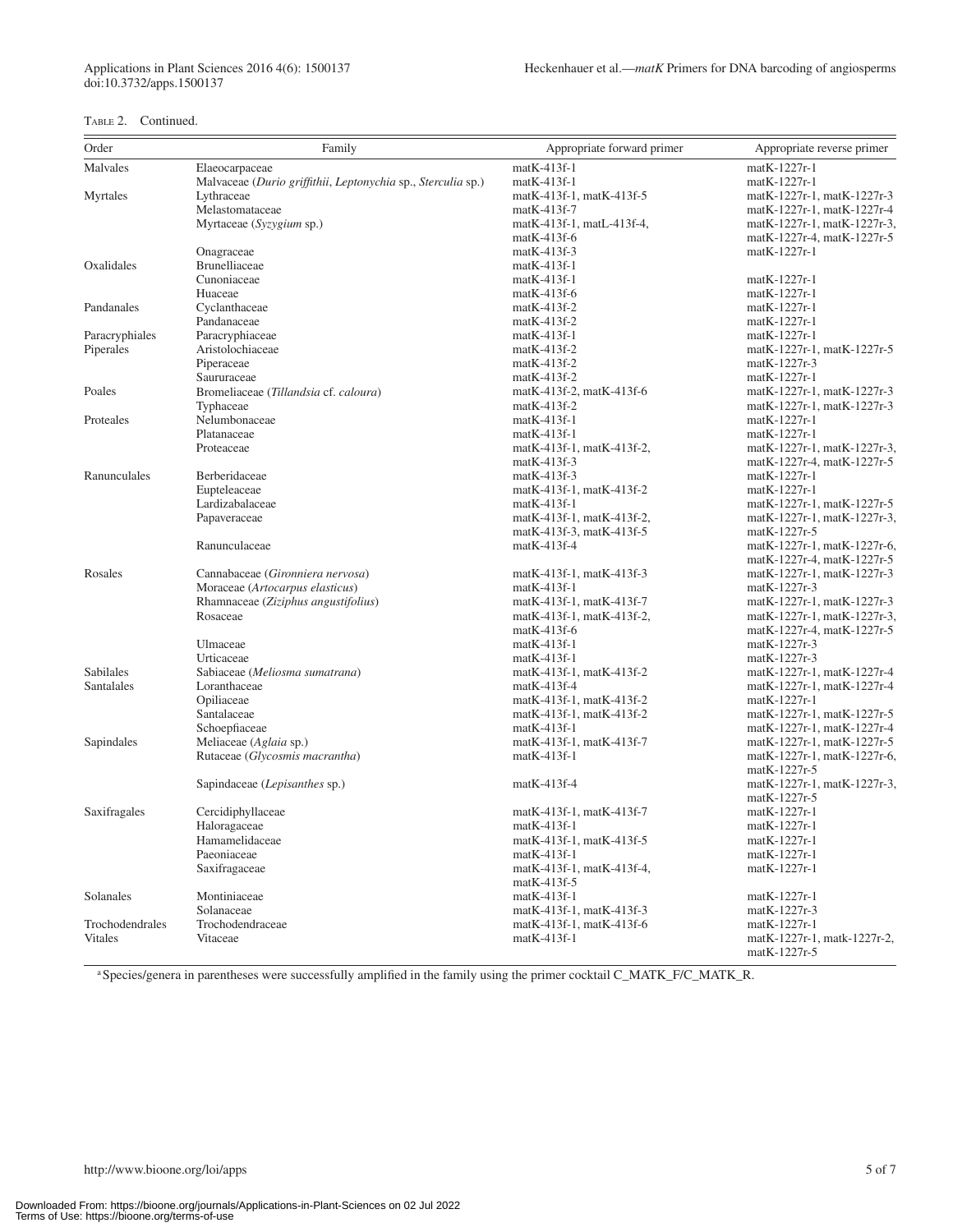Table 2. Continued.

| Order | Family | Appropriate forward primer | Appropriate reverse primer |
|---|---|---|---|
| Malvales | Elaeocarpaceae | matK-413f-1 | matK-1227r-1 |
| | Malvaceae (*Durio griffithii*, *Leptonychia* sp., *Sterculia* sp.) | matK-413f-1 | matK-1227r-1 |
| Myrtales | Lythraceae | matK-413f-1, matK-413f-5 | matK-1227r-1, matK-1227r-3 |
| | Melastomataceae | matK-413f-7 | matK-1227r-1, matK-1227r-4 |
| | Myrtaceae (*Syzygium* sp.) | matK-413f-1, matL-413f-4, matK-413f-6 | matK-1227r-1, matK-1227r-3, matK-1227r-4, matK-1227r-5 |
| | Onagraceae | matK-413f-3 | matK-1227r-1 |
| Oxalidales | Brunelliaceae | matK-413f-1 | |
| | Cunoniaceae | matK-413f-1 | matK-1227r-1 |
| | Huaceae | matK-413f-6 | matK-1227r-1 |
| Pandanales | Cyclanthaceae | matK-413f-2 | matK-1227r-1 |
| | Pandanaceae | matK-413f-2 | matK-1227r-1 |
| Paracryphiales | Paracryphiaceae | matK-413f-1 | matK-1227r-1 |
| Piperales | Aristolochiaceae | matK-413f-2 | matK-1227r-1, matK-1227r-5 |
| | Piperaceae | matK-413f-2 | matK-1227r-3 |
| | Saururaceae | matK-413f-2 | matK-1227r-1 |
| Poales | Bromeliaceae (*Tillandsia* cf. *caloura*) | matK-413f-2, matK-413f-6 | matK-1227r-1, matK-1227r-3 |
| | Typhaceae | matK-413f-2 | matK-1227r-1, matK-1227r-3 |
| Proteales | Nelumbonaceae | matK-413f-1 | matK-1227r-1 |
| | Platanaceae | matK-413f-1 | matK-1227r-1 |
| | Proteaceae | matK-413f-1, matK-413f-2, matK-413f-3 | matK-1227r-1, matK-1227r-3, matK-1227r-4, matK-1227r-5 |
| Ranunculales | Berberidaceae | matK-413f-3 | matK-1227r-1 |
| | Eupteleaceae | matK-413f-1, matK-413f-2 | matK-1227r-1 |
| | Lardizabalaceae | matK-413f-1 | matK-1227r-1, matK-1227r-5 |
| | Papaveraceae | matK-413f-1, matK-413f-2, matK-413f-3, matK-413f-5 | matK-1227r-1, matK-1227r-3, matK-1227r-5 |
| | Ranunculaceae | matK-413f-4 | matK-1227r-1, matK-1227r-6, matK-1227r-4, matK-1227r-5 |
| Rosales | Cannabaceae (*Gironniera nervosa*) | matK-413f-1, matK-413f-3 | matK-1227r-1, matK-1227r-3 |
| | Moraceae (*Artocarpus elasticus*) | matK-413f-1 | matK-1227r-3 |
| | Rhamnaceae (*Ziziphus angustifolius*) | matK-413f-1, matK-413f-7 | matK-1227r-1, matK-1227r-3 |
| | Rosaceae | matK-413f-1, matK-413f-2, matK-413f-6 | matK-1227r-1, matK-1227r-3, matK-1227r-4, matK-1227r-5 |
| | Ulmaceae | matK-413f-1 | matK-1227r-3 |
| | Urticaceae | matK-413f-1 | matK-1227r-3 |
| Sabiales | Sabiaceae (*Meliosma sumatrana*) | matK-413f-1, matK-413f-2 | matK-1227r-1, matK-1227r-4 |
| Santalales | Loranthaceae | matK-413f-4 | matK-1227r-1, matK-1227r-4 |
| | Opiliaceae | matK-413f-1, matK-413f-2 | matK-1227r-1 |
| | Santalaceae | matK-413f-1, matK-413f-2 | matK-1227r-1, matK-1227r-5 |
| | Schoepfiaceae | matK-413f-1 | matK-1227r-1, matK-1227r-4 |
| Sapindales | Meliaceae (*Aglaia* sp.) | matK-413f-1, matK-413f-7 | matK-1227r-1, matK-1227r-5 |
| | Rutaceae (*Glycosmis macrantha*) | matK-413f-1 | matK-1227r-1, matK-1227r-6, matK-1227r-5 |
| | Sapindaceae (*Lepisanthes* sp.) | matK-413f-4 | matK-1227r-1, matK-1227r-3, matK-1227r-5 |
| Saxifragales | Cercidiphyllaceae | matK-413f-1, matK-413f-7 | matK-1227r-1 |
| | Haloragaceae | matK-413f-1 | matK-1227r-1 |
| | Hamamelidaceae | matK-413f-1, matK-413f-5 | matK-1227r-1 |
| | Paeoniaceae | matK-413f-1 | matK-1227r-1 |
| | Saxifragaceae | matK-413f-1, matK-413f-4, matK-413f-5 | matK-1227r-1 |
| Solanales | Montiniaceae | matK-413f-1 | matK-1227r-1 |
| | Solanaceae | matK-413f-1, matK-413f-3 | matK-1227r-3 |
| Trochodendrales | Trochodendraceae | matK-413f-1, matK-413f-6 | matK-1227r-1 |
| Vitales | Vitaceae | matK-413f-1 | matK-1227r-1, matk-1227r-2, matK-1227r-5 |

[a] Species/genera in parentheses were successfully amplified in the family using the primer cocktail C_MATK_F/C_MATK_R.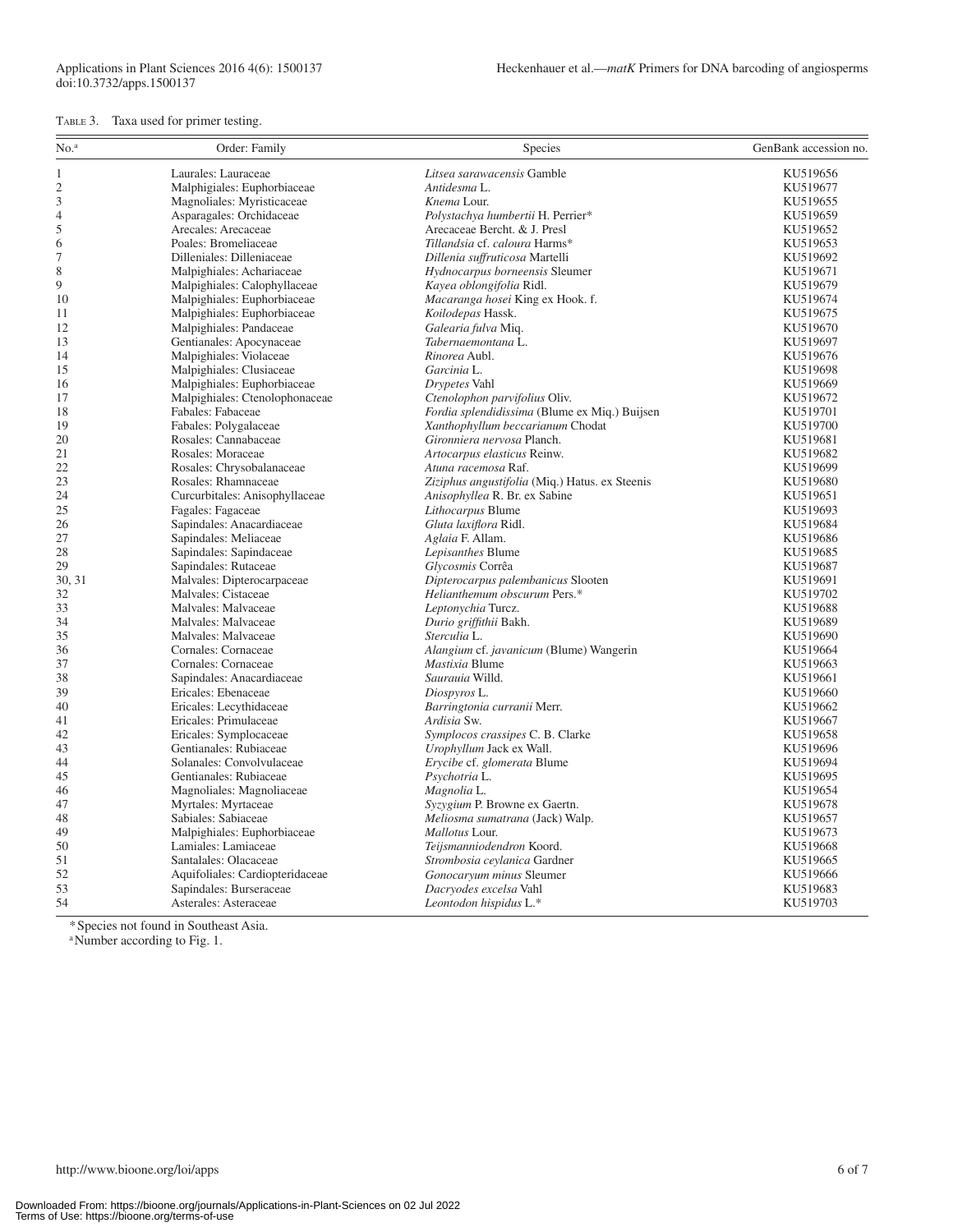Table 3. Taxa used for primer testing.

| No.[a] | Order: Family | Species | GenBank accession no. |
|---|---|---|---|
| 1 | Laurales: Lauraceae | *Litsea sarawacensis* Gamble | KU519656 |
| 2 | Malphigiales: Euphorbiaceae | *Antidesma* L. | KU519677 |
| 3 | Magnoliales: Myristicaceae | *Knema* Lour. | KU519655 |
| 4 | Asparagales: Orchidaceae | *Polystachya humbertii* H. Perrier* | KU519659 |
| 5 | Arecales: Arecaceae | Arecaceae Bercht. & J. Presl | KU519652 |
| 6 | Poales: Bromeliaceae | *Tillandsia* cf. *caloura* Harms* | KU519653 |
| 7 | Dilleniales: Dilleniaceae | *Dillenia suffruticosa* Martelli | KU519692 |
| 8 | Malpighiales: Achariaceae | *Hydnocarpus borneensis* Sleumer | KU519671 |
| 9 | Malpighiales: Calophyllaceae | *Kayea oblongifolia* Ridl. | KU519679 |
| 10 | Malpighiales: Euphorbiaceae | *Macaranga hosei* King ex Hook. f. | KU519674 |
| 11 | Malpighiales: Euphorbiaceae | *Koilodepas* Hassk. | KU519675 |
| 12 | Malpighiales: Pandaceae | *Galearia fulva* Miq. | KU519670 |
| 13 | Gentianales: Apocynaceae | *Tabernaemontana* L. | KU519697 |
| 14 | Malpighiales: Violaceae | *Rinorea* Aubl. | KU519676 |
| 15 | Malpighiales: Clusiaceae | *Garcinia* L. | KU519698 |
| 16 | Malpighiales: Euphorbiaceae | *Drypetes* Vahl | KU519669 |
| 17 | Malpighiales: Ctenolophonaceae | *Ctenolophon parvifolius* Oliv. | KU519672 |
| 18 | Fabales: Fabaceae | *Fordia splendidissima* (Blume ex Miq.) Buijsen | KU519701 |
| 19 | Fabales: Polygalaceae | *Xanthophyllum beccarianum* Chodat | KU519700 |
| 20 | Rosales: Cannabaceae | *Gironniera nervosa* Planch. | KU519681 |
| 21 | Rosales: Moraceae | *Artocarpus elasticus* Reinw. | KU519682 |
| 22 | Rosales: Chrysobalanaceae | *Atuna racemosa* Raf. | KU519699 |
| 23 | Rosales: Rhamnaceae | *Ziziphus angustifolia* (Miq.) Hatus. ex Steenis | KU519680 |
| 24 | Curcurbitales: Anisophyllaceae | *Anisophyllea* R. Br. ex Sabine | KU519651 |
| 25 | Fagales: Fagaceae | *Lithocarpus* Blume | KU519693 |
| 26 | Sapindales: Anacardiaceae | *Gluta laxiflora* Ridl. | KU519684 |
| 27 | Sapindales: Meliaceae | *Aglaia* F. Allam. | KU519686 |
| 28 | Sapindales: Sapindaceae | *Lepisanthes* Blume | KU519685 |
| 29 | Sapindales: Rutaceae | *Glycosmis* Corrêa | KU519687 |
| 30, 31 | Malvales: Dipterocarpaceae | *Dipterocarpus palembanicus* Slooten | KU519691 |
| 32 | Malvales: Cistaceae | *Helianthemum obscurum* Pers.* | KU519702 |
| 33 | Malvales: Malvaceae | *Leptonychia* Turcz. | KU519688 |
| 34 | Malvales: Malvaceae | *Durio griffithii* Bakh. | KU519689 |
| 35 | Malvales: Malvaceae | *Sterculia* L. | KU519690 |
| 36 | Cornales: Cornaceae | *Alangium* cf. *javanicum* (Blume) Wangerin | KU519664 |
| 37 | Cornales: Cornaceae | *Mastixia* Blume | KU519663 |
| 38 | Sapindales: Anacardiaceae | *Saurauia* Willd. | KU519661 |
| 39 | Ericales: Ebenaceae | *Diospyros* L. | KU519660 |
| 40 | Ericales: Lecythidaceae | *Barringtonia curranii* Merr. | KU519662 |
| 41 | Ericales: Primulaceae | *Ardisia* Sw. | KU519667 |
| 42 | Ericales: Symplocaceae | *Symplocos crassipes* C. B. Clarke | KU519658 |
| 43 | Gentianales: Rubiaceae | *Urophyllum* Jack ex Wall. | KU519696 |
| 44 | Solanales: Convolvulaceae | *Erycibe* cf. *glomerata* Blume | KU519694 |
| 45 | Gentianales: Rubiaceae | *Psychotria* L. | KU519695 |
| 46 | Magnoliales: Magnoliaceae | *Magnolia* L. | KU519654 |
| 47 | Myrtales: Myrtaceae | *Syzygium* P. Browne ex Gaertn. | KU519678 |
| 48 | Sabiales: Sabiaceae | *Meliosma sumatrana* (Jack) Walp. | KU519657 |
| 49 | Malpighiales: Euphorbiaceae | *Mallotus* Lour. | KU519673 |
| 50 | Lamiales: Lamiaceae | *Teijsmanniodendron* Koord. | KU519668 |
| 51 | Santalales: Olacaceae | *Strombosia ceylanica* Gardner | KU519665 |
| 52 | Aquifoliales: Cardiopteridaceae | *Gonocaryum minus* Sleumer | KU519666 |
| 53 | Sapindales: Burseraceae | *Dacryodes excelsa* Vahl | KU519683 |
| 54 | Asterales: Asteraceae | *Leontodon hispidus* L.* | KU519703 |

*Species not found in Southeast Asia.

[a]Number according to Fig. 1.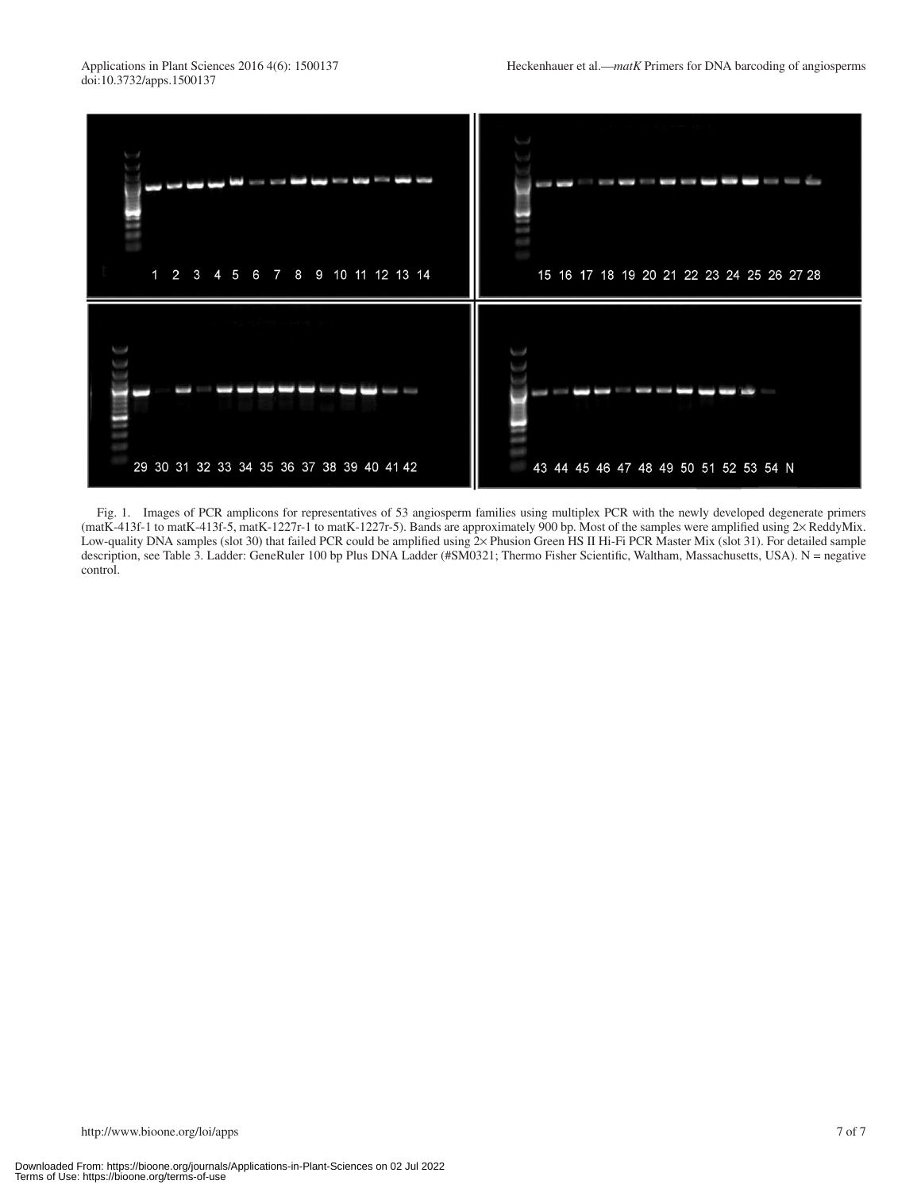1 2 3 4 5 6 7 8 9 10 11 12 13 14

15 16 17 18 19 20 21 22 23 24 25 26 27 28

29 30 31 32 33 34 35 36 37 38 39 40 41 42

43 44 45 46 47 48 49 50 51 52 53 54 N

Fig. 1. Images of PCR amplicons for representatives of 53 angiosperm families using multiplex PCR with the newly developed degenerate primers (matK-413f-1 to matK-413f-5, matK-1227r-1 to matK-1227r-5). Bands are approximately 900 bp. Most of the samples were amplified using 2× ReddyMix. Low-quality DNA samples (slot 30) that failed PCR could be amplified using 2× Phusion Green HS II Hi-Fi PCR Master Mix (slot 31). For detailed sample description, see Table 3. Ladder: GeneRuler 100 bp Plus DNA Ladder (#SM0321; Thermo Fisher Scientific, Waltham, Massachusetts, USA). N = negative control.